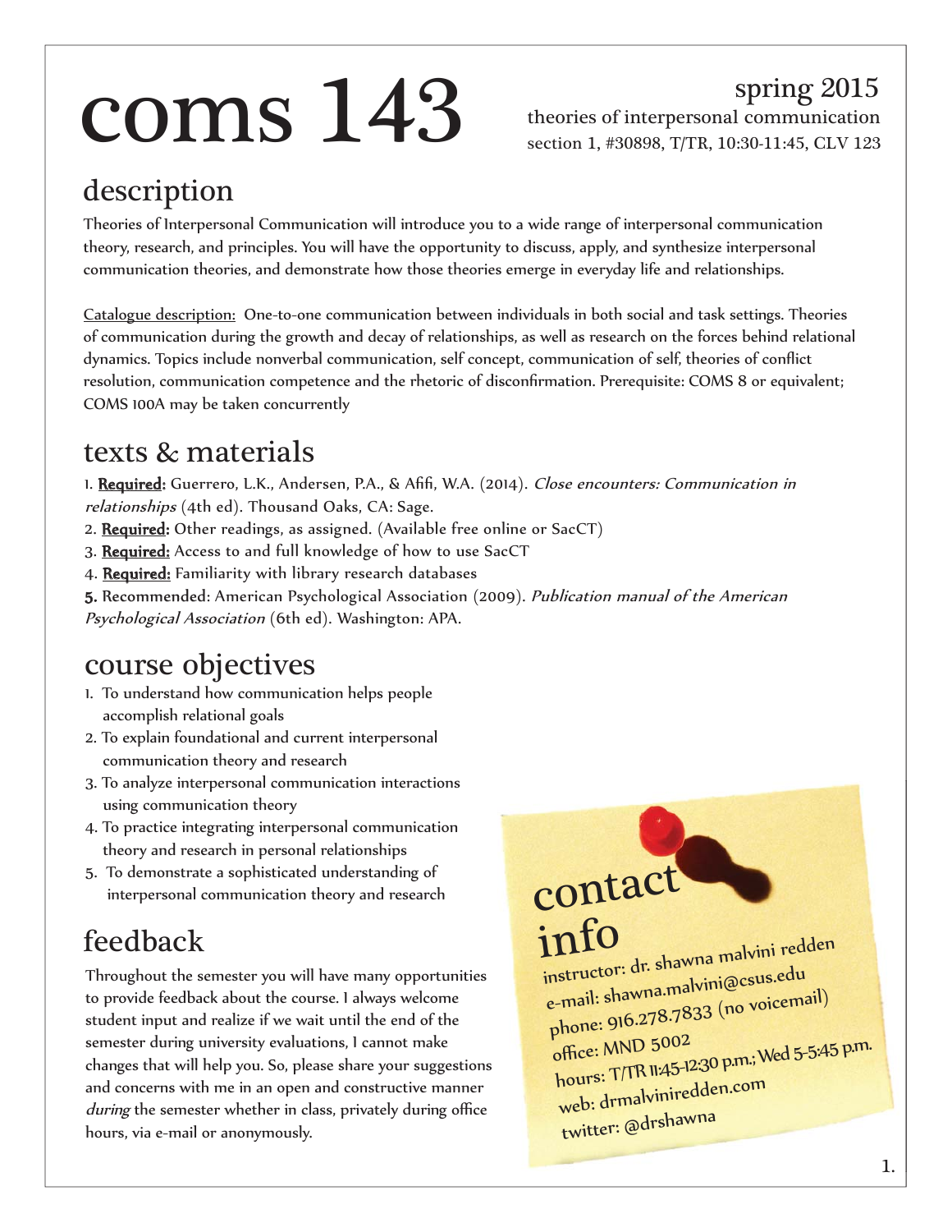# coms 143

spring 2015
theories of interpersonal communication
section 1, #30898, T/TR, 10:30-11:45, CLV 123

## description

Theories of Interpersonal Communication will introduce you to a wide range of interpersonal communication theory, research, and principles. You will have the opportunity to discuss, apply, and synthesize interpersonal communication theories, and demonstrate how those theories emerge in everyday life and relationships.

Catalogue description: One-to-one communication between individuals in both social and task settings. Theories of communication during the growth and decay of relationships, as well as research on the forces behind relational dynamics. Topics include nonverbal communication, self concept, communication of self, theories of conflict resolution, communication competence and the rhetoric of disconfirmation. Prerequisite: COMS 8 or equivalent; COMS 100A may be taken concurrently

## texts & materials

1. **Required:** Guerrero, L.K., Andersen, P.A., & Afifi, W.A. (2014). *Close encounters: Communication in relationships* (4th ed). Thousand Oaks, CA: Sage.
2. **Required:** Other readings, as assigned. (Available free online or SacCT)
3. **Required:** Access to and full knowledge of how to use SacCT
4. **Required:** Familiarity with library research databases
5. Recommended: American Psychological Association (2009). *Publication manual of the American Psychological Association* (6th ed). Washington: APA.

## course objectives

1. To understand how communication helps people accomplish relational goals
2. To explain foundational and current interpersonal communication theory and research
3. To analyze interpersonal communication interactions using communication theory
4. To practice integrating interpersonal communication theory and research in personal relationships
5. To demonstrate a sophisticated understanding of interpersonal communication theory and research

## feedback

Throughout the semester you will have many opportunities to provide feedback about the course. I always welcome student input and realize if we wait until the end of the semester during university evaluations, I cannot make changes that will help you. So, please share your suggestions and concerns with me in an open and constructive manner *during* the semester whether in class, privately during office hours, via e-mail or anonymously.

## contact info

instructor: dr. shawna malvini redden
e-mail: shawna.malvini@csus.edu
phone: 916.278.7833 (no voicemail)
office: MND 5002
hours: T/TR 11:45-12:30 p.m.; Wed 5-5:45 p.m.
web: drmalviniredden.com
twitter: @drshawna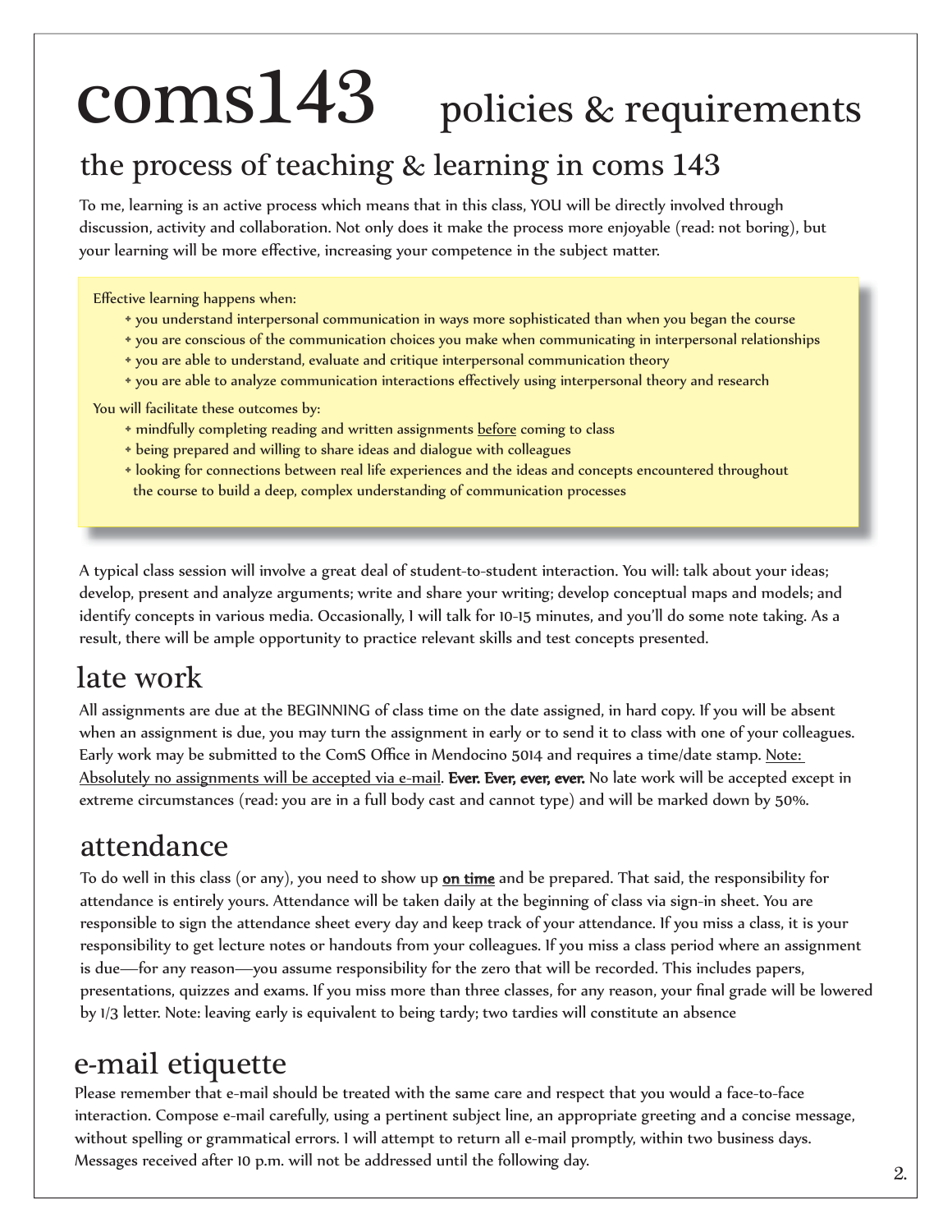# coms143 policies & requirements

## the process of teaching & learning in coms 143

To me, learning is an active process which means that in this class, YOU will be directly involved through discussion, activity and collaboration. Not only does it make the process more enjoyable (read: not boring), but your learning will be more effective, increasing your competence in the subject matter.

Effective learning happens when:

- you understand interpersonal communication in ways more sophisticated than when you began the course
- you are conscious of the communication choices you make when communicating in interpersonal relationships
- you are able to understand, evaluate and critique interpersonal communication theory
- you are able to analyze communication interactions effectively using interpersonal theory and research

You will facilitate these outcomes by:

- mindfully completing reading and written assignments before coming to class
- being prepared and willing to share ideas and dialogue with colleagues
- looking for connections between real life experiences and the ideas and concepts encountered throughout the course to build a deep, complex understanding of communication processes

A typical class session will involve a great deal of student-to-student interaction. You will: talk about your ideas; develop, present and analyze arguments; write and share your writing; develop conceptual maps and models; and identify concepts in various media. Occasionally, I will talk for 10-15 minutes, and you'll do some note taking. As a result, there will be ample opportunity to practice relevant skills and test concepts presented.

## late work

All assignments are due at the BEGINNING of class time on the date assigned, in hard copy. If you will be absent when an assignment is due, you may turn the assignment in early or to send it to class with one of your colleagues. Early work may be submitted to the ComS Office in Mendocino 5014 and requires a time/date stamp. Note: Absolutely no assignments will be accepted via e-mail. **Ever. Ever, ever, ever.** No late work will be accepted except in extreme circumstances (read: you are in a full body cast and cannot type) and will be marked down by 50%.

## attendance

To do well in this class (or any), you need to show up **on time** and be prepared. That said, the responsibility for attendance is entirely yours. Attendance will be taken daily at the beginning of class via sign-in sheet. You are responsible to sign the attendance sheet every day and keep track of your attendance. If you miss a class, it is your responsibility to get lecture notes or handouts from your colleagues. If you miss a class period where an assignment is due—for any reason—you assume responsibility for the zero that will be recorded. This includes papers, presentations, quizzes and exams. If you miss more than three classes, for any reason, your final grade will be lowered by 1/3 letter. Note: leaving early is equivalent to being tardy; two tardies will constitute an absence

## e-mail etiquette

Please remember that e-mail should be treated with the same care and respect that you would a face-to-face interaction. Compose e-mail carefully, using a pertinent subject line, an appropriate greeting and a concise message, without spelling or grammatical errors. I will attempt to return all e-mail promptly, within two business days. Messages received after 10 p.m. will not be addressed until the following day.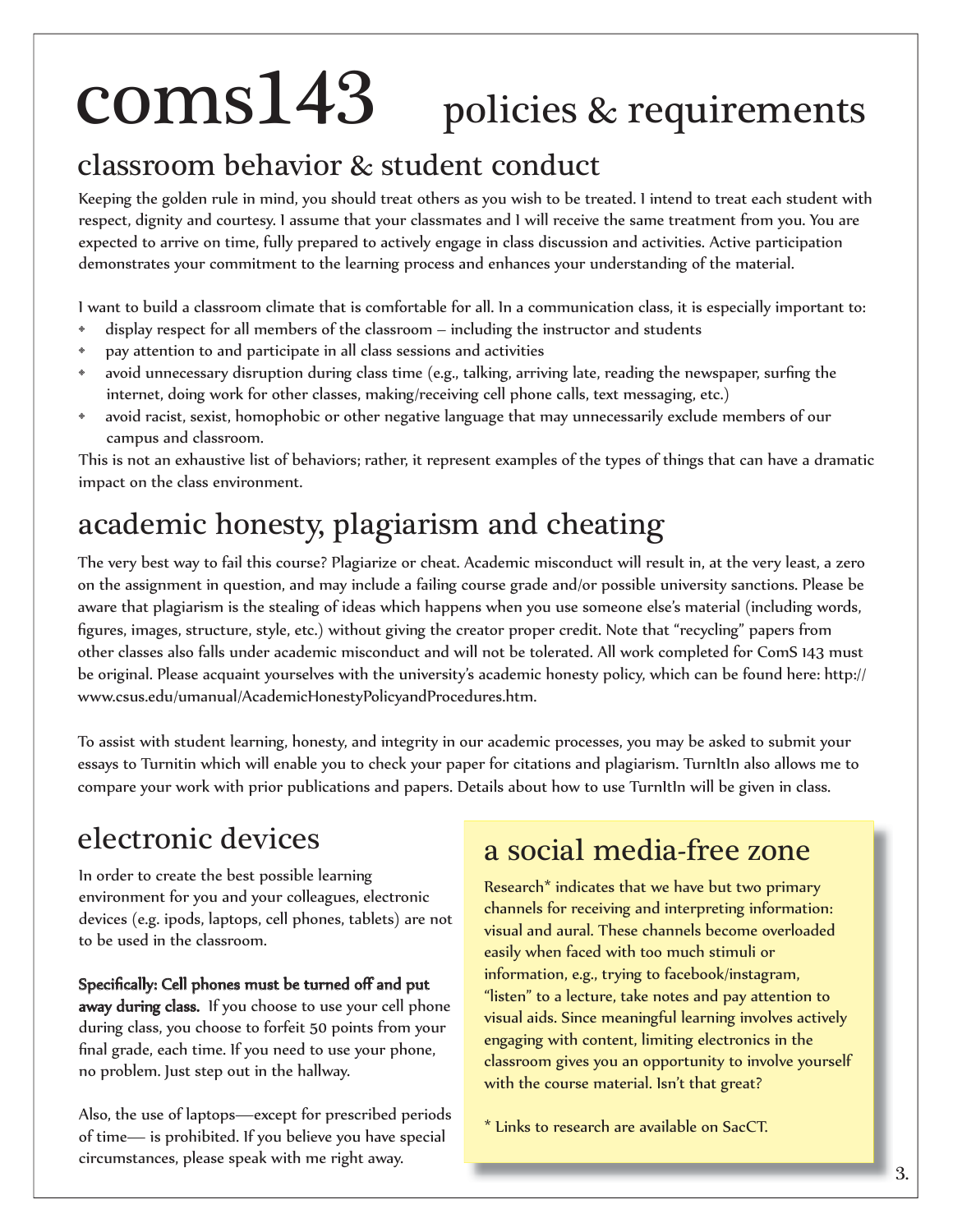# coms143 policies & requirements

## classroom behavior & student conduct

Keeping the golden rule in mind, you should treat others as you wish to be treated. I intend to treat each student with respect, dignity and courtesy. I assume that your classmates and I will receive the same treatment from you. You are expected to arrive on time, fully prepared to actively engage in class discussion and activities. Active participation demonstrates your commitment to the learning process and enhances your understanding of the material.

I want to build a classroom climate that is comfortable for all. In a communication class, it is especially important to:

- display respect for all members of the classroom – including the instructor and students
- pay attention to and participate in all class sessions and activities
- avoid unnecessary disruption during class time (e.g., talking, arriving late, reading the newspaper, surfing the internet, doing work for other classes, making/receiving cell phone calls, text messaging, etc.)
- avoid racist, sexist, homophobic or other negative language that may unnecessarily exclude members of our campus and classroom.

This is not an exhaustive list of behaviors; rather, it represent examples of the types of things that can have a dramatic impact on the class environment.

## academic honesty, plagiarism and cheating

The very best way to fail this course? Plagiarize or cheat. Academic misconduct will result in, at the very least, a zero on the assignment in question, and may include a failing course grade and/or possible university sanctions. Please be aware that plagiarism is the stealing of ideas which happens when you use someone else's material (including words, figures, images, structure, style, etc.) without giving the creator proper credit. Note that "recycling" papers from other classes also falls under academic misconduct and will not be tolerated. All work completed for ComS 143 must be original. Please acquaint yourselves with the university's academic honesty policy, which can be found here: http://www.csus.edu/umanual/AcademicHonestyPolicyandProcedures.htm.

To assist with student learning, honesty, and integrity in our academic processes, you may be asked to submit your essays to Turnitin which will enable you to check your paper for citations and plagiarism. TurnItIn also allows me to compare your work with prior publications and papers. Details about how to use TurnItIn will be given in class.

## electronic devices

In order to create the best possible learning environment for you and your colleagues, electronic devices (e.g. ipods, laptops, cell phones, tablets) are not to be used in the classroom.

**Specifically: Cell phones must be turned off and put away during class.** If you choose to use your cell phone during class, you choose to forfeit 50 points from your final grade, each time. If you need to use your phone, no problem. Just step out in the hallway.

Also, the use of laptops—except for prescribed periods of time— is prohibited. If you believe you have special circumstances, please speak with me right away.

## a social media-free zone

Research* indicates that we have but two primary channels for receiving and interpreting information: visual and aural. These channels become overloaded easily when faced with too much stimuli or information, e.g., trying to facebook/instagram, "listen" to a lecture, take notes and pay attention to visual aids. Since meaningful learning involves actively engaging with content, limiting electronics in the classroom gives you an opportunity to involve yourself with the course material. Isn't that great?

* Links to research are available on SacCT.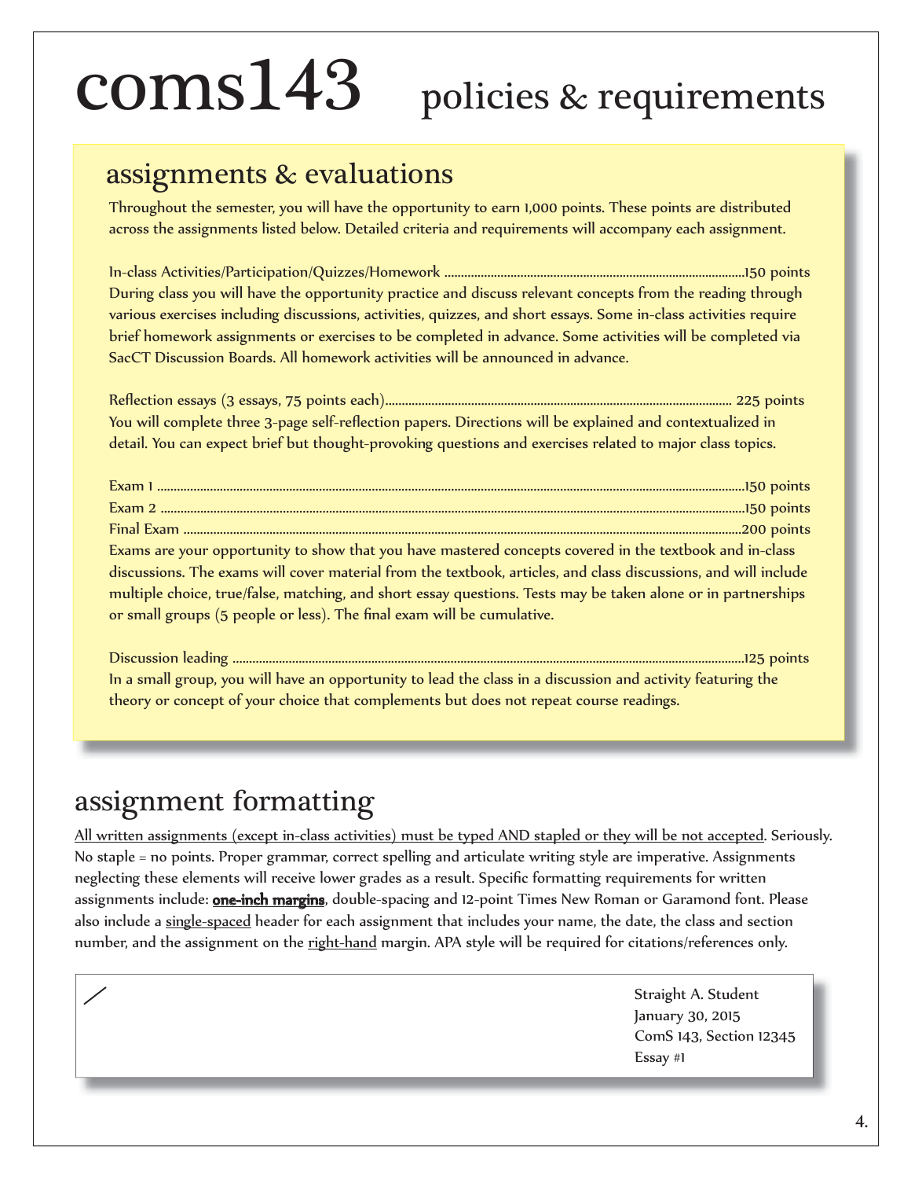# coms143 policies & requirements

## assignments & evaluations

Throughout the semester, you will have the opportunity to earn 1,000 points. These points are distributed across the assignments listed below. Detailed criteria and requirements will accompany each assignment.

In-class Activities/Participation/Quizzes/Homework ............................................................150 points
During class you will have the opportunity practice and discuss relevant concepts from the reading through various exercises including discussions, activities, quizzes, and short essays. Some in-class activities require brief homework assignments or exercises to be completed in advance. Some activities will be completed via SacCT Discussion Boards. All homework activities will be announced in advance.

Reflection essays (3 essays, 75 points each)................................................................ 225 points
You will complete three 3-page self-reflection papers. Directions will be explained and contextualized in detail. You can expect brief but thought-provoking questions and exercises related to major class topics.

Exam 1 ......................................................................................................................150 points
Exam 2 ......................................................................................................................150 points
Final Exam ................................................................................................................200 points
Exams are your opportunity to show that you have mastered concepts covered in the textbook and in-class discussions. The exams will cover material from the textbook, articles, and class discussions, and will include multiple choice, true/false, matching, and short essay questions. Tests may be taken alone or in partnerships or small groups (5 people or less). The final exam will be cumulative.

Discussion leading ......................................................................................................125 points
In a small group, you will have an opportunity to lead the class in a discussion and activity featuring the theory or concept of your choice that complements but does not repeat course readings.

## assignment formatting

<u>All written assignments (except in-class activities) must be typed AND stapled or they will be not accepted</u>. Seriously. No staple = no points. Proper grammar, correct spelling and articulate writing style are imperative. Assignments neglecting these elements will receive lower grades as a result. Specific formatting requirements for written assignments include: **<u>one-inch margins</u>**, double-spacing and 12-point Times New Roman or Garamond font. Please also include a <u>single-spaced</u> header for each assignment that includes your name, the date, the class and section number, and the assignment on the <u>right-hand</u> margin. APA style will be required for citations/references only.

Straight A. Student
January 30, 2015
ComS 143, Section 12345
Essay #1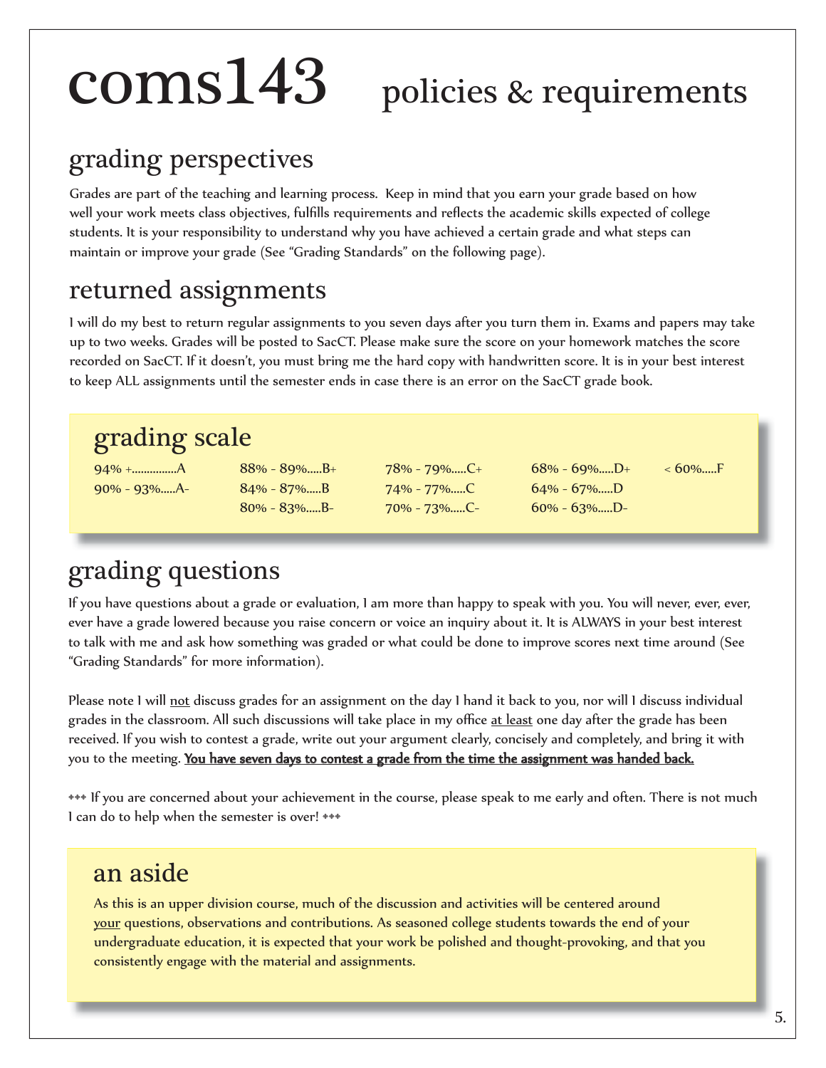# coms143 policies & requirements

## grading perspectives

Grades are part of the teaching and learning process. Keep in mind that you earn your grade based on how well your work meets class objectives, fulfills requirements and reflects the academic skills expected of college students. It is your responsibility to understand why you have achieved a certain grade and what steps can maintain or improve your grade (See "Grading Standards" on the following page).

## returned assignments

I will do my best to return regular assignments to you seven days after you turn them in. Exams and papers may take up to two weeks. Grades will be posted to SacCT. Please make sure the score on your homework matches the score recorded on SacCT. If it doesn't, you must bring me the hard copy with handwritten score. It is in your best interest to keep ALL assignments until the semester ends in case there is an error on the SacCT grade book.

## grading scale

| | | | | |
|---|---|---|---|---|
| 94% +...............A | 88% - 89%.....B+ | 78% - 79%.....C+ | 68% - 69%.....D+ | < 60%.....F |
| 90% - 93%.....A- | 84% - 87%.....B | 74% - 77%.....C | 64% - 67%.....D | |
| | 80% - 83%.....B- | 70% - 73%.....C- | 60% - 63%.....D- | |

## grading questions

If you have questions about a grade or evaluation, I am more than happy to speak with you. You will never, ever, ever, ever have a grade lowered because you raise concern or voice an inquiry about it. It is ALWAYS in your best interest to talk with me and ask how something was graded or what could be done to improve scores next time around (See "Grading Standards" for more information).

Please note I will not discuss grades for an assignment on the day I hand it back to you, nor will I discuss individual grades in the classroom. All such discussions will take place in my office at least one day after the grade has been received. If you wish to contest a grade, write out your argument clearly, concisely and completely, and bring it with you to the meeting. **You have seven days to contest a grade from the time the assignment was handed back.**

❖❖❖ If you are concerned about your achievement in the course, please speak to me early and often. There is not much I can do to help when the semester is over! ❖❖❖

## an aside

As this is an upper division course, much of the discussion and activities will be centered around your questions, observations and contributions. As seasoned college students towards the end of your undergraduate education, it is expected that your work be polished and thought-provoking, and that you consistently engage with the material and assignments.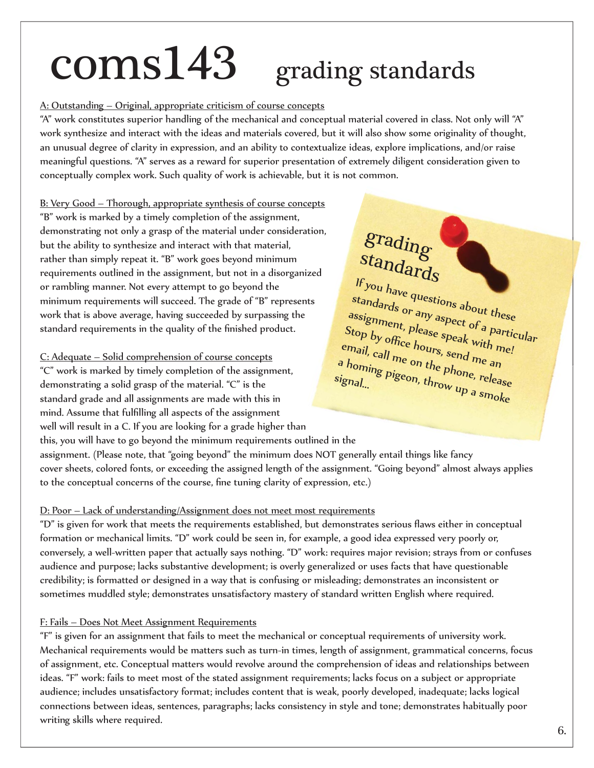# coms143 grading standards

<u>A: Outstanding – Original, appropriate criticism of course concepts</u>

"A" work constitutes superior handling of the mechanical and conceptual material covered in class. Not only will "A" work synthesize and interact with the ideas and materials covered, but it will also show some originality of thought, an unusual degree of clarity in expression, and an ability to contextualize ideas, explore implications, and/or raise meaningful questions. "A" serves as a reward for superior presentation of extremely diligent consideration given to conceptually complex work. Such quality of work is achievable, but it is not common.

<u>B: Very Good – Thorough, appropriate synthesis of course concepts</u>

"B" work is marked by a timely completion of the assignment, demonstrating not only a grasp of the material under consideration, but the ability to synthesize and interact with that material, rather than simply repeat it. "B" work goes beyond minimum requirements outlined in the assignment, but not in a disorganized or rambling manner. Not every attempt to go beyond the minimum requirements will succeed. The grade of "B" represents work that is above average, having succeeded by surpassing the standard requirements in the quality of the finished product.

> **grading standards**
>
> If you have questions about these standards or any aspect of a particular assignment, please speak with me! Stop by office hours, send me an email, call me on the phone, release a homing pigeon, throw up a smoke signal...

<u>C: Adequate – Solid comprehension of course concepts</u>

"C" work is marked by timely completion of the assignment, demonstrating a solid grasp of the material. "C" is the standard grade and all assignments are made with this in mind. Assume that fulfilling all aspects of the assignment well will result in a C. If you are looking for a grade higher than this, you will have to go beyond the minimum requirements outlined in the assignment. (Please note, that "going beyond" the minimum does NOT generally entail things like fancy cover sheets, colored fonts, or exceeding the assigned length of the assignment. "Going beyond" almost always applies to the conceptual concerns of the course, fine tuning clarity of expression, etc.)

<u>D: Poor – Lack of understanding/Assignment does not meet most requirements</u>

"D" is given for work that meets the requirements established, but demonstrates serious flaws either in conceptual formation or mechanical limits. "D" work could be seen in, for example, a good idea expressed very poorly or, conversely, a well-written paper that actually says nothing. "D" work: requires major revision; strays from or confuses audience and purpose; lacks substantive development; is overly generalized or uses facts that have questionable credibility; is formatted or designed in a way that is confusing or misleading; demonstrates an inconsistent or sometimes muddled style; demonstrates unsatisfactory mastery of standard written English where required.

<u>F: Fails – Does Not Meet Assignment Requirements</u>

"F" is given for an assignment that fails to meet the mechanical or conceptual requirements of university work. Mechanical requirements would be matters such as turn-in times, length of assignment, grammatical concerns, focus of assignment, etc. Conceptual matters would revolve around the comprehension of ideas and relationships between ideas. "F" work: fails to meet most of the stated assignment requirements; lacks focus on a subject or appropriate audience; includes unsatisfactory format; includes content that is weak, poorly developed, inadequate; lacks logical connections between ideas, sentences, paragraphs; lacks consistency in style and tone; demonstrates habitually poor writing skills where required.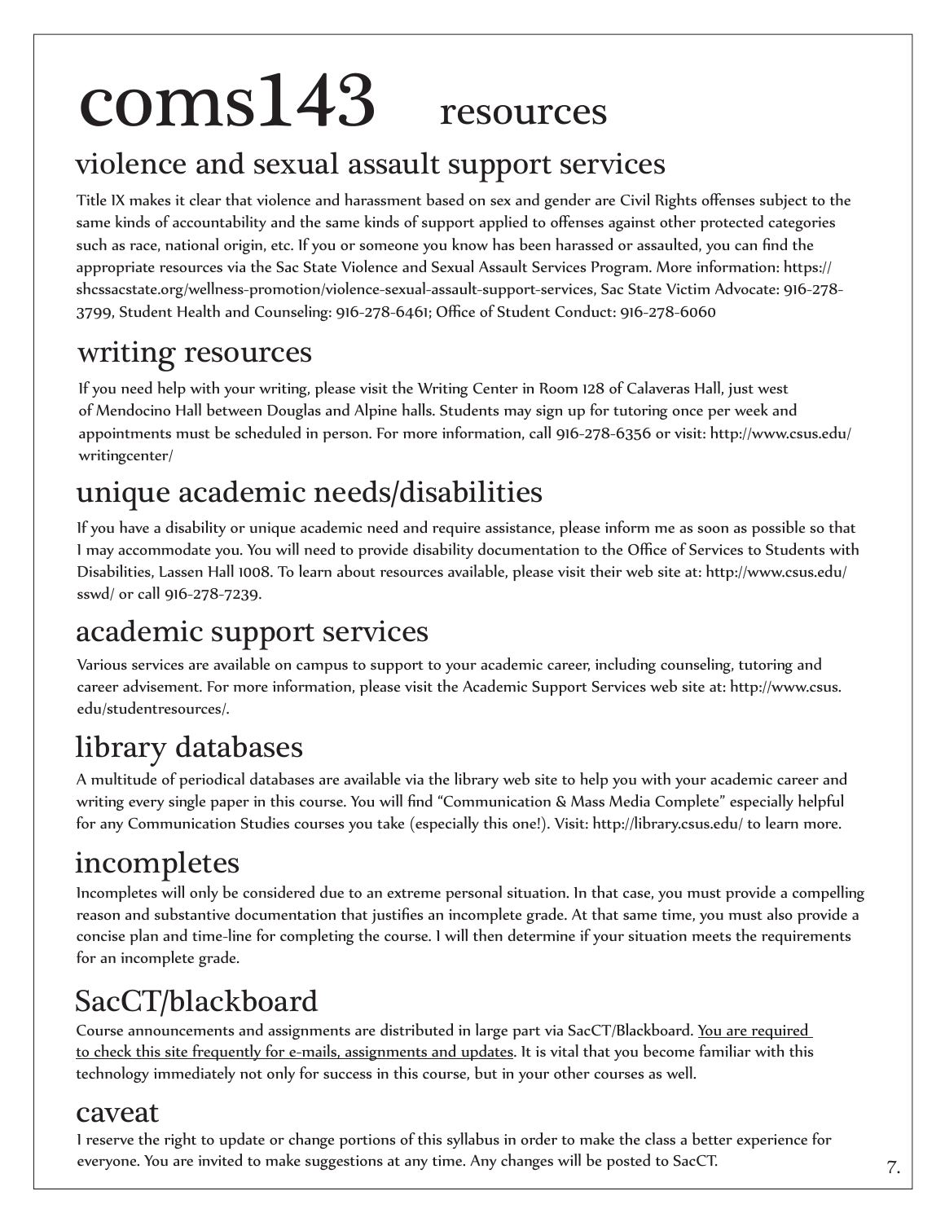# coms143 resources

## violence and sexual assault support services

Title IX makes it clear that violence and harassment based on sex and gender are Civil Rights offenses subject to the same kinds of accountability and the same kinds of support applied to offenses against other protected categories such as race, national origin, etc. If you or someone you know has been harassed or assaulted, you can find the appropriate resources via the Sac State Violence and Sexual Assault Services Program. More information: https://shcssacstate.org/wellness-promotion/violence-sexual-assault-support-services, Sac State Victim Advocate: 916-278-3799, Student Health and Counseling: 916-278-6461; Office of Student Conduct: 916-278-6060

## writing resources

If you need help with your writing, please visit the Writing Center in Room 128 of Calaveras Hall, just west of Mendocino Hall between Douglas and Alpine halls. Students may sign up for tutoring once per week and appointments must be scheduled in person. For more information, call 916-278-6356 or visit: http://www.csus.edu/writingcenter/

## unique academic needs/disabilities

If you have a disability or unique academic need and require assistance, please inform me as soon as possible so that I may accommodate you. You will need to provide disability documentation to the Office of Services to Students with Disabilities, Lassen Hall 1008. To learn about resources available, please visit their web site at: http://www.csus.edu/sswd/ or call 916-278-7239.

## academic support services

Various services are available on campus to support to your academic career, including counseling, tutoring and career advisement. For more information, please visit the Academic Support Services web site at: http://www.csus.edu/studentresources/.

## library databases

A multitude of periodical databases are available via the library web site to help you with your academic career and writing every single paper in this course. You will find "Communication & Mass Media Complete" especially helpful for any Communication Studies courses you take (especially this one!). Visit: http://library.csus.edu/ to learn more.

## incompletes

Incompletes will only be considered due to an extreme personal situation. In that case, you must provide a compelling reason and substantive documentation that justifies an incomplete grade. At that same time, you must also provide a concise plan and time-line for completing the course. I will then determine if your situation meets the requirements for an incomplete grade.

## SacCT/blackboard

Course announcements and assignments are distributed in large part via SacCT/Blackboard. <u>You are required to check this site frequently for e-mails, assignments and updates</u>. It is vital that you become familiar with this technology immediately not only for success in this course, but in your other courses as well.

## caveat

I reserve the right to update or change portions of this syllabus in order to make the class a better experience for everyone. You are invited to make suggestions at any time. Any changes will be posted to SacCT.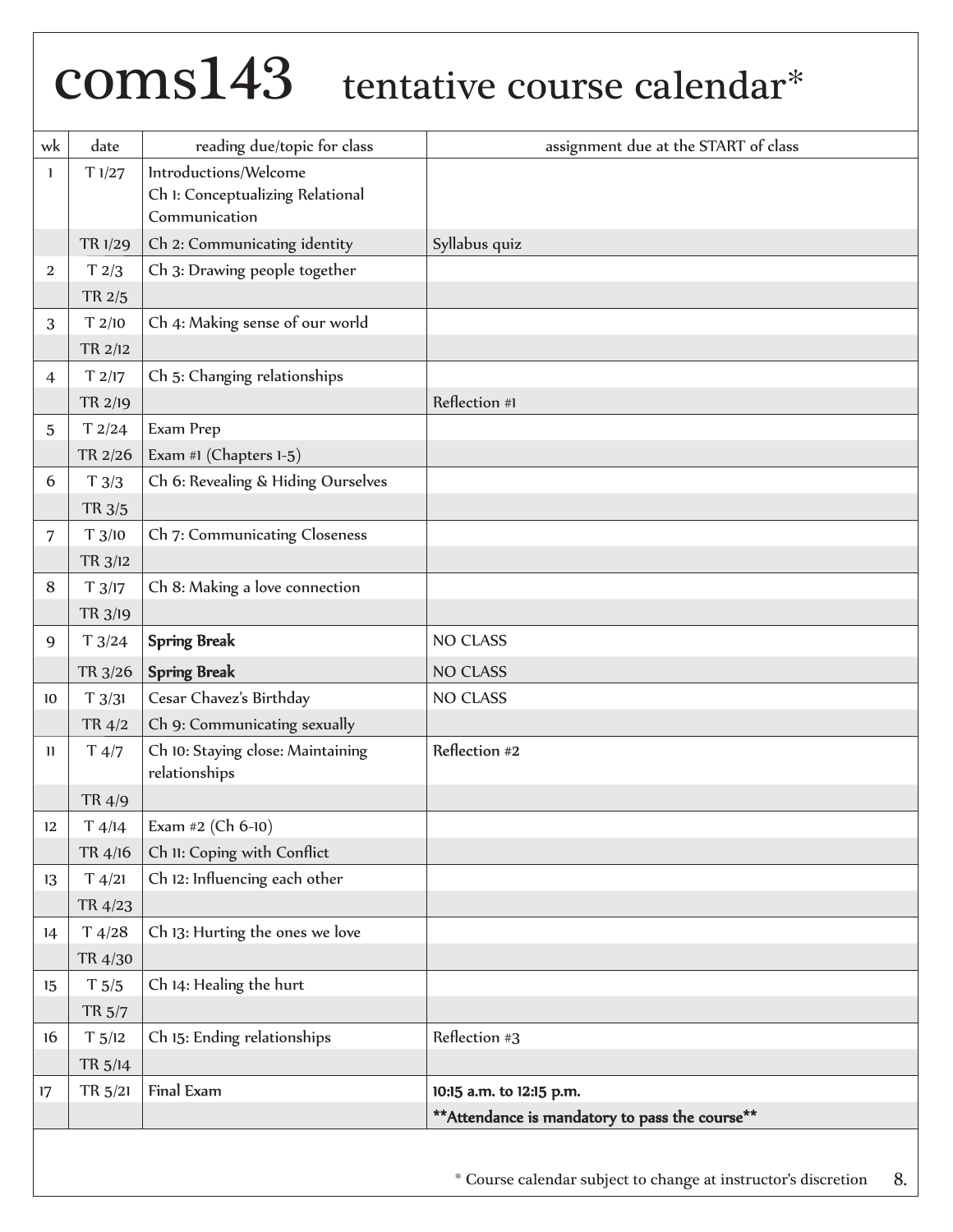# coms143 tentative course calendar*

| wk | date | reading due/topic for class | assignment due at the START of class |
|---|---|---|---|
| 1 | T 1/27 | Introductions/Welcome<br>Ch 1: Conceptualizing Relational Communication | |
| | TR 1/29 | Ch 2: Communicating identity | Syllabus quiz |
| 2 | T 2/3 | Ch 3: Drawing people together | |
| | TR 2/5 | | |
| 3 | T 2/10 | Ch 4: Making sense of our world | |
| | TR 2/12 | | |
| 4 | T 2/17 | Ch 5: Changing relationships | |
| | TR 2/19 | | Reflection #1 |
| 5 | T 2/24 | Exam Prep | |
| | TR 2/26 | Exam #1 (Chapters 1-5) | |
| 6 | T 3/3 | Ch 6: Revealing & Hiding Ourselves | |
| | TR 3/5 | | |
| 7 | T 3/10 | Ch 7: Communicating Closeness | |
| | TR 3/12 | | |
| 8 | T 3/17 | Ch 8: Making a love connection | |
| | TR 3/19 | | |
| 9 | T 3/24 | **Spring Break** | NO CLASS |
| | TR 3/26 | **Spring Break** | NO CLASS |
| 10 | T 3/31 | Cesar Chavez's Birthday | NO CLASS |
| | TR 4/2 | Ch 9: Communicating sexually | |
| 11 | T 4/7 | Ch 10: Staying close: Maintaining relationships | Reflection #2 |
| | TR 4/9 | | |
| 12 | T 4/14 | Exam #2 (Ch 6-10) | |
| | TR 4/16 | Ch 11: Coping with Conflict | |
| 13 | T 4/21 | Ch 12: Influencing each other | |
| | TR 4/23 | | |
| 14 | T 4/28 | Ch 13: Hurting the ones we love | |
| | TR 4/30 | | |
| 15 | T 5/5 | Ch 14: Healing the hurt | |
| | TR 5/7 | | |
| 16 | T 5/12 | Ch 15: Ending relationships | Reflection #3 |
| | TR 5/14 | | |
| 17 | TR 5/21 | Final Exam | **10:15 a.m. to 12:15 p.m.** |
| | | | **\*\*Attendance is mandatory to pass the course\*\*** |

* Course calendar subject to change at instructor's discretion